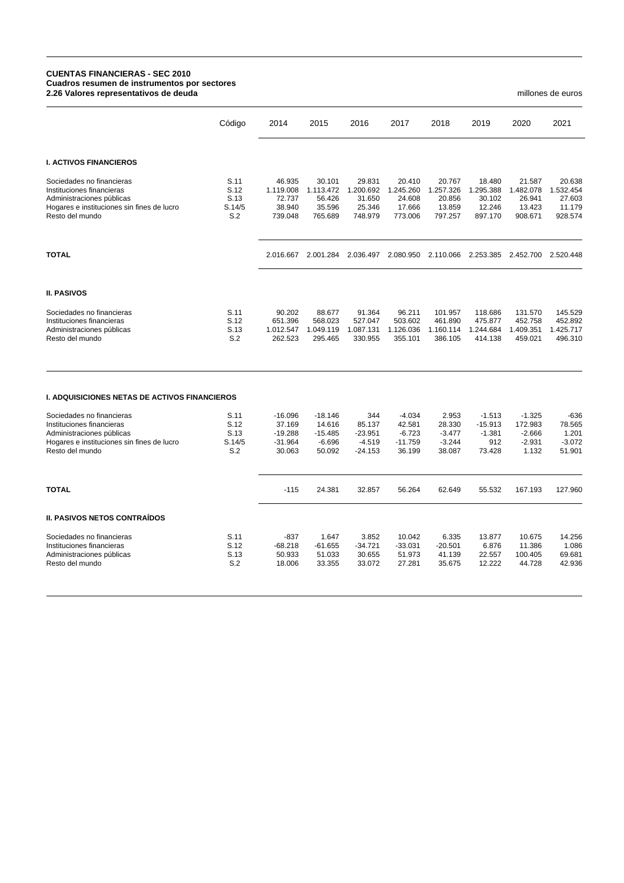**CUENTAS FINANCIERAS - SEC 2010**
**Cuadros resumen de instrumentos por sectores**
**2.26 Valores representativos de deuda**

millones de euros

| | Código | 2014 | 2015 | 2016 | 2017 | 2018 | 2019 | 2020 | 2021 |
|---|---|---|---|---|---|---|---|---|---|
| **I. ACTIVOS FINANCIEROS** | | | | | | | | | |
| Sociedades no financieras | S.11 | 46.935 | 30.101 | 29.831 | 20.410 | 20.767 | 18.480 | 21.587 | 20.638 |
| Instituciones financieras | S.12 | 1.119.008 | 1.113.472 | 1.200.692 | 1.245.260 | 1.257.326 | 1.295.388 | 1.482.078 | 1.532.454 |
| Administraciones públicas | S.13 | 72.737 | 56.426 | 31.650 | 24.608 | 20.856 | 30.102 | 26.941 | 27.603 |
| Hogares e instituciones sin fines de lucro | S.14/5 | 38.940 | 35.596 | 25.346 | 17.666 | 13.859 | 12.246 | 13.423 | 11.179 |
| Resto del mundo | S.2 | 739.048 | 765.689 | 748.979 | 773.006 | 797.257 | 897.170 | 908.671 | 928.574 |
| **TOTAL** | | 2.016.667 | 2.001.284 | 2.036.497 | 2.080.950 | 2.110.066 | 2.253.385 | 2.452.700 | 2.520.448 |
| **II. PASIVOS** | | | | | | | | | |
| Sociedades no financieras | S.11 | 90.202 | 88.677 | 91.364 | 96.211 | 101.957 | 118.686 | 131.570 | 145.529 |
| Instituciones financieras | S.12 | 651.396 | 568.023 | 527.047 | 503.602 | 461.890 | 475.877 | 452.758 | 452.892 |
| Administraciones públicas | S.13 | 1.012.547 | 1.049.119 | 1.087.131 | 1.126.036 | 1.160.114 | 1.244.684 | 1.409.351 | 1.425.717 |
| Resto del mundo | S.2 | 262.523 | 295.465 | 330.955 | 355.101 | 386.105 | 414.138 | 459.021 | 496.310 |

| | Código | 2014 | 2015 | 2016 | 2017 | 2018 | 2019 | 2020 | 2021 |
|---|---|---|---|---|---|---|---|---|---|
| **I. ADQUISICIONES NETAS DE ACTIVOS FINANCIEROS** | | | | | | | | | |
| Sociedades no financieras | S.11 | -16.096 | -18.146 | 344 | -4.034 | 2.953 | -1.513 | -1.325 | -636 |
| Instituciones financieras | S.12 | 37.169 | 14.616 | 85.137 | 42.581 | 28.330 | -15.913 | 172.983 | 78.565 |
| Administraciones públicas | S.13 | -19.288 | -15.485 | -23.951 | -6.723 | -3.477 | -1.381 | -2.666 | 1.201 |
| Hogares e instituciones sin fines de lucro | S.14/5 | -31.964 | -6.696 | -4.519 | -11.759 | -3.244 | 912 | -2.931 | -3.072 |
| Resto del mundo | S.2 | 30.063 | 50.092 | -24.153 | 36.199 | 38.087 | 73.428 | 1.132 | 51.901 |
| **TOTAL** | | -115 | 24.381 | 32.857 | 56.264 | 62.649 | 55.532 | 167.193 | 127.960 |
| **II. PASIVOS NETOS CONTRAÍDOS** | | | | | | | | | |
| Sociedades no financieras | S.11 | -837 | 1.647 | 3.852 | 10.042 | 6.335 | 13.877 | 10.675 | 14.256 |
| Instituciones financieras | S.12 | -68.218 | -61.655 | -34.721 | -33.031 | -20.501 | 6.876 | 11.386 | 1.086 |
| Administraciones públicas | S.13 | 50.933 | 51.033 | 30.655 | 51.973 | 41.139 | 22.557 | 100.405 | 69.681 |
| Resto del mundo | S.2 | 18.006 | 33.355 | 33.072 | 27.281 | 35.675 | 12.222 | 44.728 | 42.936 |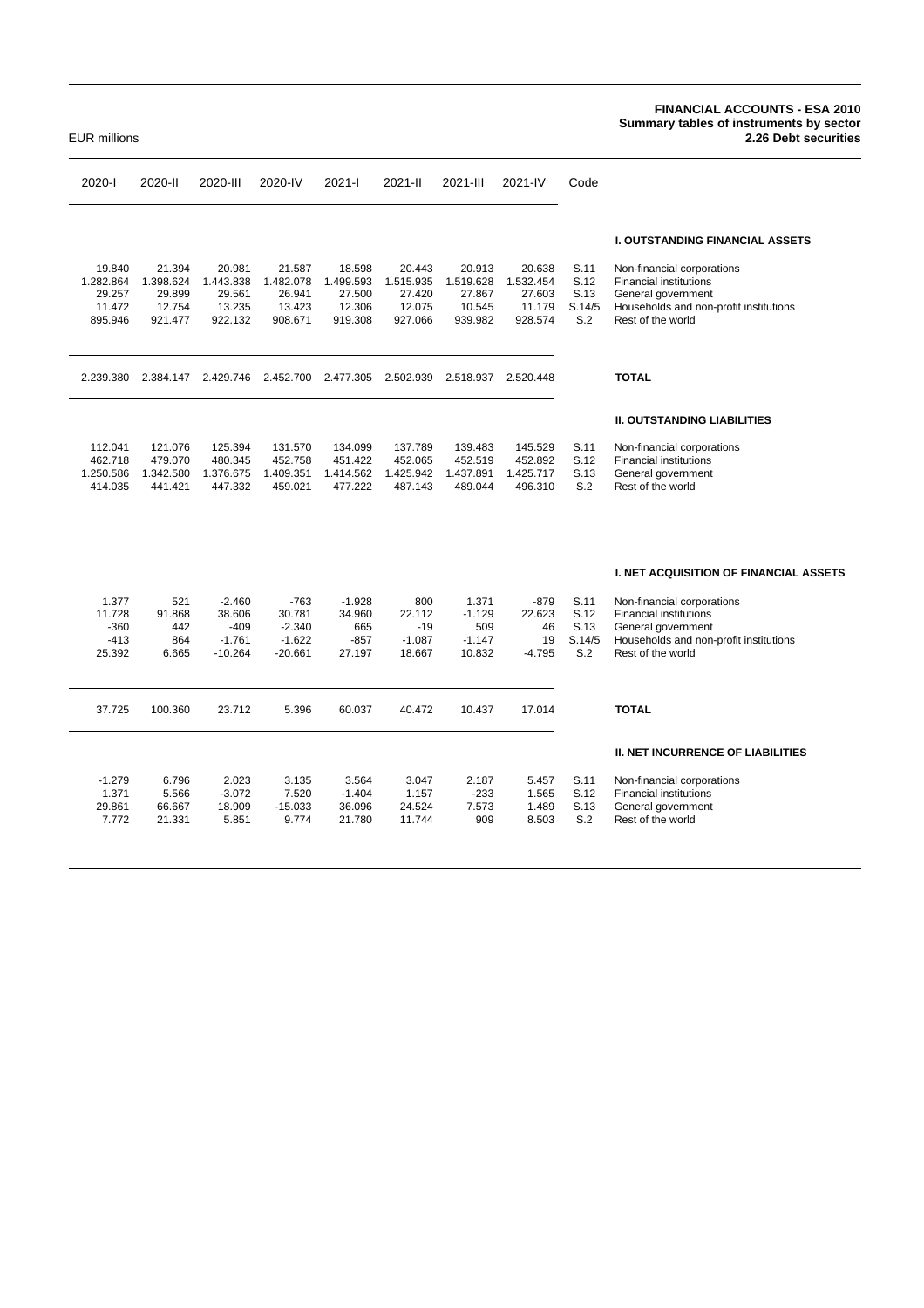EUR millions

**FINANCIAL ACCOUNTS - ESA 2010**
**Summary tables of instruments by sector**
**2.26 Debt securities**

| 2020-I | 2020-II | 2020-III | 2020-IV | 2021-I | 2021-II | 2021-III | 2021-IV | Code | |
|---|---|---|---|---|---|---|---|---|---|
| | | | | | | | | | **I. OUTSTANDING FINANCIAL ASSETS** |
| 19.840 | 21.394 | 20.981 | 21.587 | 18.598 | 20.443 | 20.913 | 20.638 | S.11 | Non-financial corporations |
| 1.282.864 | 1.398.624 | 1.443.838 | 1.482.078 | 1.499.593 | 1.515.935 | 1.519.628 | 1.532.454 | S.12 | Financial institutions |
| 29.257 | 29.899 | 29.561 | 26.941 | 27.500 | 27.420 | 27.867 | 27.603 | S.13 | General government |
| 11.472 | 12.754 | 13.235 | 13.423 | 12.306 | 12.075 | 10.545 | 11.179 | S.14/5 | Households and non-profit institutions |
| 895.946 | 921.477 | 922.132 | 908.671 | 919.308 | 927.066 | 939.982 | 928.574 | S.2 | Rest of the world |
| 2.239.380 | 2.384.147 | 2.429.746 | 2.452.700 | 2.477.305 | 2.502.939 | 2.518.937 | 2.520.448 | | **TOTAL** |
| | | | | | | | | | **II. OUTSTANDING LIABILITIES** |
| 112.041 | 121.076 | 125.394 | 131.570 | 134.099 | 137.789 | 139.483 | 145.529 | S.11 | Non-financial corporations |
| 462.718 | 479.070 | 480.345 | 452.758 | 451.422 | 452.065 | 452.519 | 452.892 | S.12 | Financial institutions |
| 1.250.586 | 1.342.580 | 1.376.675 | 1.409.351 | 1.414.562 | 1.425.942 | 1.437.891 | 1.425.717 | S.13 | General government |
| 414.035 | 441.421 | 447.332 | 459.021 | 477.222 | 487.143 | 489.044 | 496.310 | S.2 | Rest of the world |
| | | | | | | | | | **I. NET ACQUISITION OF FINANCIAL ASSETS** |
| 1.377 | 521 | -2.460 | -763 | -1.928 | 800 | 1.371 | -879 | S.11 | Non-financial corporations |
| 11.728 | 91.868 | 38.606 | 30.781 | 34.960 | 22.112 | -1.129 | 22.623 | S.12 | Financial institutions |
| -360 | 442 | -409 | -2.340 | 665 | -19 | 509 | 46 | S.13 | General government |
| -413 | 864 | -1.761 | -1.622 | -857 | -1.087 | -1.147 | 19 | S.14/5 | Households and non-profit institutions |
| 25.392 | 6.665 | -10.264 | -20.661 | 27.197 | 18.667 | 10.832 | -4.795 | S.2 | Rest of the world |
| 37.725 | 100.360 | 23.712 | 5.396 | 60.037 | 40.472 | 10.437 | 17.014 | | **TOTAL** |
| | | | | | | | | | **II. NET INCURRENCE OF LIABILITIES** |
| -1.279 | 6.796 | 2.023 | 3.135 | 3.564 | 3.047 | 2.187 | 5.457 | S.11 | Non-financial corporations |
| 1.371 | 5.566 | -3.072 | 7.520 | -1.404 | 1.157 | -233 | 1.565 | S.12 | Financial institutions |
| 29.861 | 66.667 | 18.909 | -15.033 | 36.096 | 24.524 | 7.573 | 1.489 | S.13 | General government |
| 7.772 | 21.331 | 5.851 | 9.774 | 21.780 | 11.744 | 909 | 8.503 | S.2 | Rest of the world |